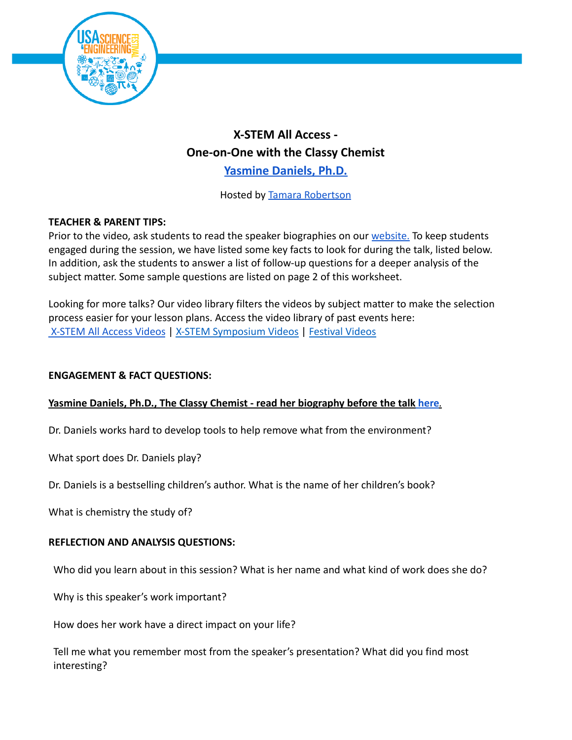## X-STEM All Access - One-on-One with the Classy Chemist

**Yasmine Daniels, Ph.D.**

Hosted by Tamara Robertson

**TEACHER & PARENT TIPS:**

Prior to the video, ask students to read the speaker biographies on our website. To keep students engaged during the session, we have listed some key facts to look for during the talk, listed below. In addition, ask the students to answer a list of follow-up questions for a deeper analysis of the subject matter. Some sample questions are listed on page 2 of this worksheet.

Looking for more talks? Our video library filters the videos by subject matter to make the selection process easier for your lesson plans. Access the video library of past events here:
X-STEM All Access Videos | X-STEM Symposium Videos | Festival Videos

**ENGAGEMENT & FACT QUESTIONS:**

**Yasmine Daniels, Ph.D., The Classy Chemist - read her biography before the talk here.**

Dr. Daniels works hard to develop tools to help remove what from the environment?

What sport does Dr. Daniels play?

Dr. Daniels is a bestselling children's author. What is the name of her children's book?

What is chemistry the study of?

**REFLECTION AND ANALYSIS QUESTIONS:**

Who did you learn about in this session? What is her name and what kind of work does she do?

Why is this speaker's work important?

How does her work have a direct impact on your life?

Tell me what you remember most from the speaker's presentation? What did you find most interesting?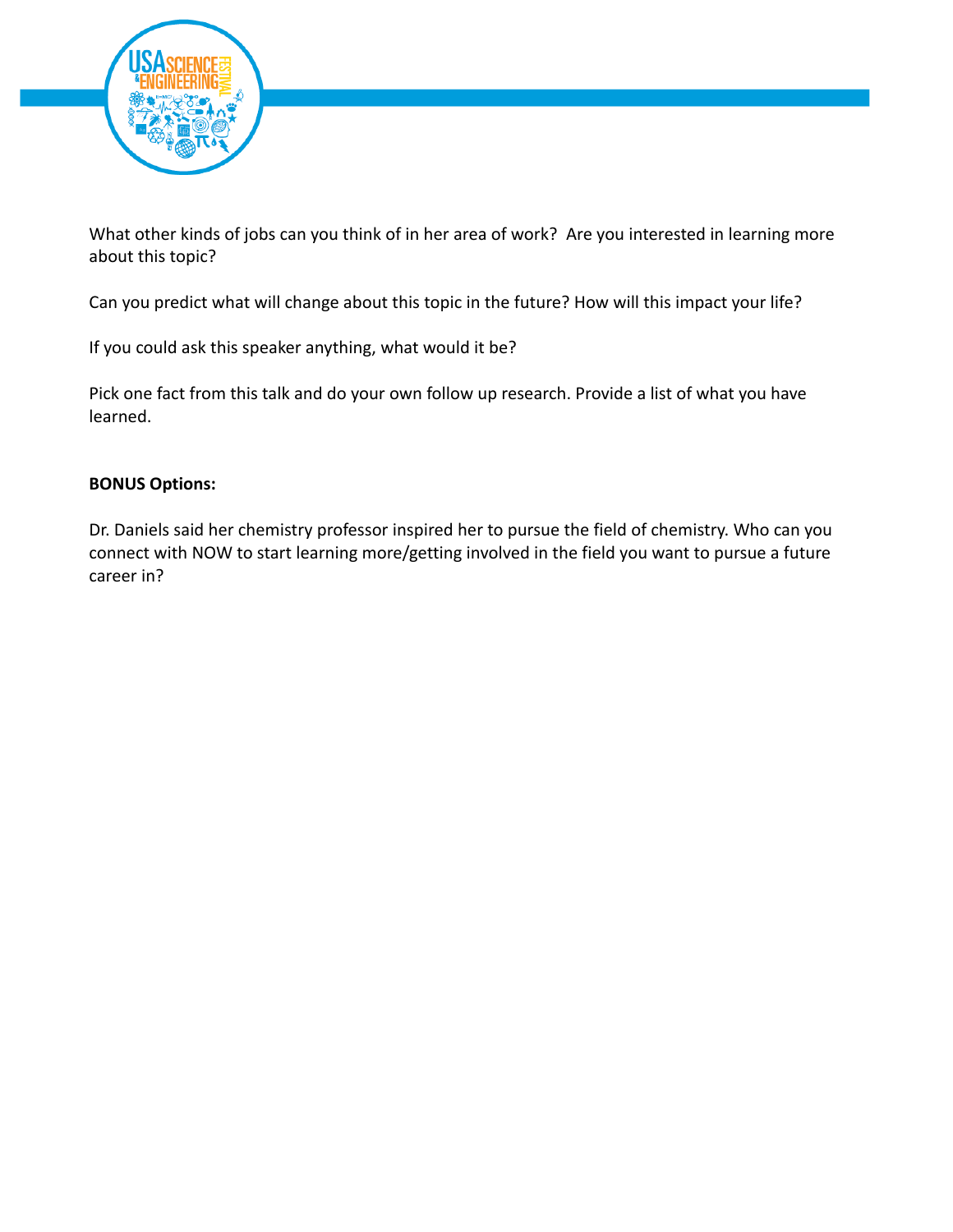What other kinds of jobs can you think of in her area of work? Are you interested in learning more about this topic?

Can you predict what will change about this topic in the future? How will this impact your life?

If you could ask this speaker anything, what would it be?

Pick one fact from this talk and do your own follow up research. Provide a list of what you have learned.

**BONUS Options:**

Dr. Daniels said her chemistry professor inspired her to pursue the field of chemistry. Who can you connect with NOW to start learning more/getting involved in the field you want to pursue a future career in?